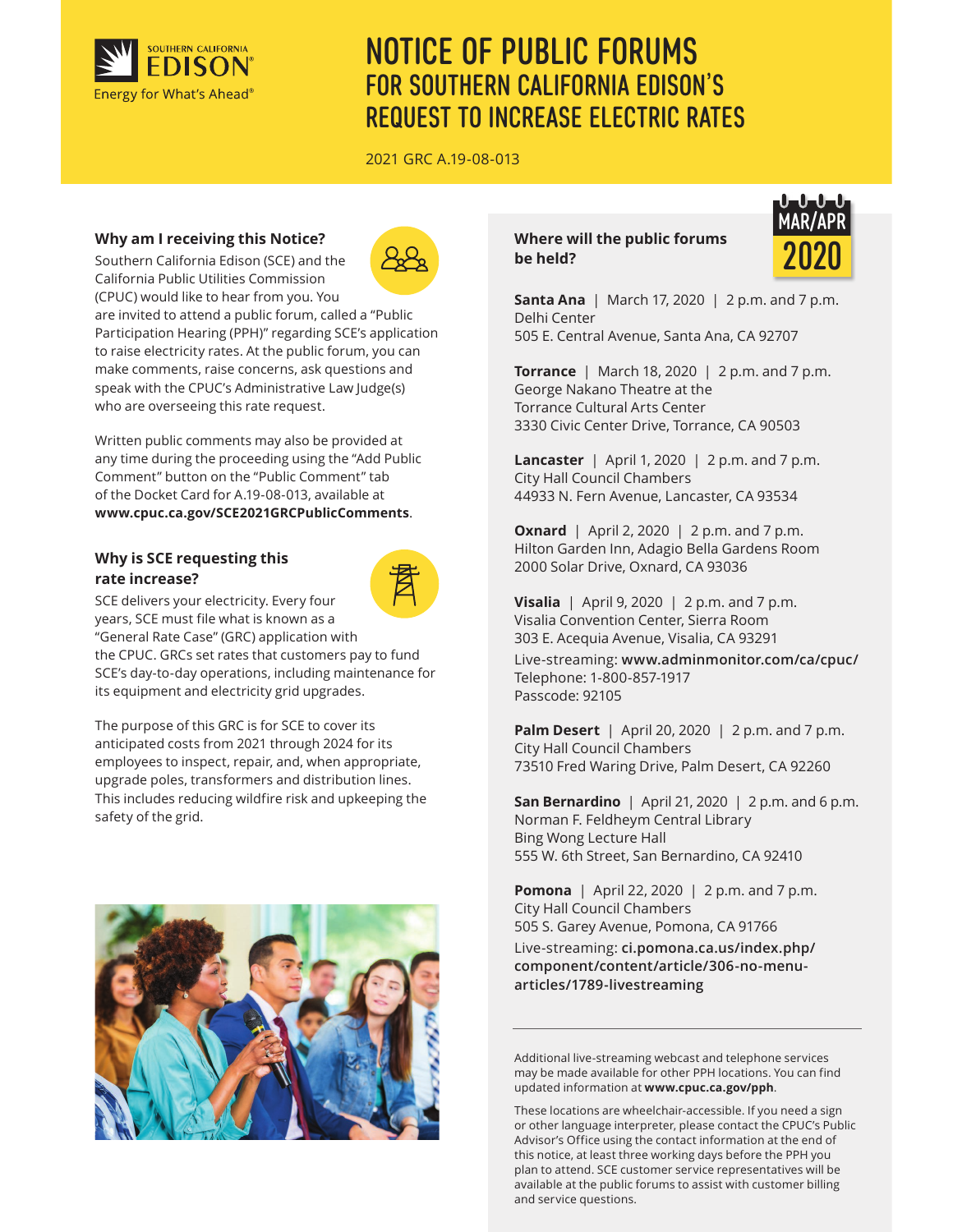# NOTICE OF PUBLIC FORUMS FOR SOUTHERN CALIFORNIA EDISON'S REQUEST TO INCREASE ELECTRIC RATES

2021 GRC A.19-08-013

## Why am I receiving this Notice?

Southern California Edison (SCE) and the California Public Utilities Commission (CPUC) would like to hear from you. You are invited to attend a public forum, called a "Public Participation Hearing (PPH)" regarding SCE's application to raise electricity rates. At the public forum, you can make comments, raise concerns, ask questions and speak with the CPUC's Administrative Law Judge(s) who are overseeing this rate request.

Written public comments may also be provided at any time during the proceeding using the "Add Public Comment" button on the "Public Comment" tab of the Docket Card for A.19-08-013, available at **www.cpuc.ca.gov/SCE2021GRCPublicComments**.

## Why is SCE requesting this rate increase?

SCE delivers your electricity. Every four years, SCE must file what is known as a "General Rate Case" (GRC) application with the CPUC. GRCs set rates that customers pay to fund SCE's day-to-day operations, including maintenance for its equipment and electricity grid upgrades.

The purpose of this GRC is for SCE to cover its anticipated costs from 2021 through 2024 for its employees to inspect, repair, and, when appropriate, upgrade poles, transformers and distribution lines. This includes reducing wildfire risk and upkeeping the safety of the grid.

## Where will the public forums be held?

MAR/APR 2020

**Santa Ana** | March 17, 2020 | 2 p.m. and 7 p.m.
Delhi Center
505 E. Central Avenue, Santa Ana, CA 92707

**Torrance** | March 18, 2020 | 2 p.m. and 7 p.m.
George Nakano Theatre at the Torrance Cultural Arts Center
3330 Civic Center Drive, Torrance, CA 90503

**Lancaster** | April 1, 2020 | 2 p.m. and 7 p.m.
City Hall Council Chambers
44933 N. Fern Avenue, Lancaster, CA 93534

**Oxnard** | April 2, 2020 | 2 p.m. and 7 p.m.
Hilton Garden Inn, Adagio Bella Gardens Room
2000 Solar Drive, Oxnard, CA 93036

**Visalia** | April 9, 2020 | 2 p.m. and 7 p.m.
Visalia Convention Center, Sierra Room
303 E. Acequia Avenue, Visalia, CA 93291
Live-streaming: **www.adminmonitor.com/ca/cpuc/**
Telephone: 1-800-857-1917
Passcode: 92105

**Palm Desert** | April 20, 2020 | 2 p.m. and 7 p.m.
City Hall Council Chambers
73510 Fred Waring Drive, Palm Desert, CA 92260

**San Bernardino** | April 21, 2020 | 2 p.m. and 6 p.m.
Norman F. Feldheym Central Library
Bing Wong Lecture Hall
555 W. 6th Street, San Bernardino, CA 92410

**Pomona** | April 22, 2020 | 2 p.m. and 7 p.m.
City Hall Council Chambers
505 S. Garey Avenue, Pomona, CA 91766
Live-streaming: **ci.pomona.ca.us/index.php/component/content/article/306-no-menu-articles/1789-livestreaming**

---

Additional live-streaming webcast and telephone services may be made available for other PPH locations. You can find updated information at **www.cpuc.ca.gov/pph**.

These locations are wheelchair-accessible. If you need a sign or other language interpreter, please contact the CPUC's Public Advisor's Office using the contact information at the end of this notice, at least three working days before the PPH you plan to attend. SCE customer service representatives will be available at the public forums to assist with customer billing and service questions.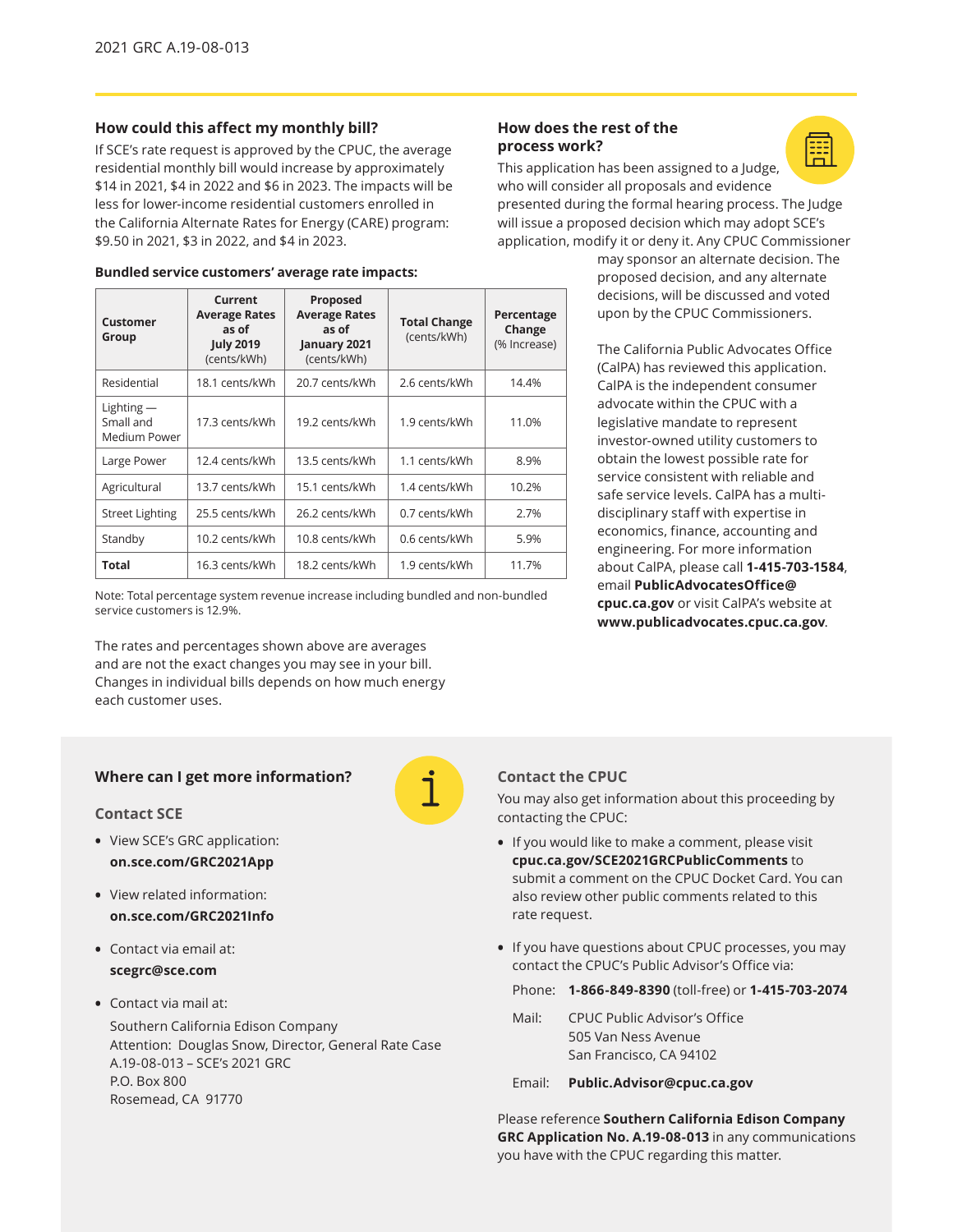## How could this affect my monthly bill?

If SCE's rate request is approved by the CPUC, the average residential monthly bill would increase by approximately $14 in 2021, $4 in 2022 and $6 in 2023. The impacts will be less for lower-income residential customers enrolled in the California Alternate Rates for Energy (CARE) program: $9.50 in 2021, $3 in 2022, and $4 in 2023.

**Bundled service customers' average rate impacts:**

| Customer Group | Current Average Rates as of July 2019 (cents/kWh) | Proposed Average Rates as of January 2021 (cents/kWh) | Total Change (cents/kWh) | Percentage Change (% Increase) |
|---|---|---|---|---|
| Residential | 18.1 cents/kWh | 20.7 cents/kWh | 2.6 cents/kWh | 14.4% |
| Lighting — Small and Medium Power | 17.3 cents/kWh | 19.2 cents/kWh | 1.9 cents/kWh | 11.0% |
| Large Power | 12.4 cents/kWh | 13.5 cents/kWh | 1.1 cents/kWh | 8.9% |
| Agricultural | 13.7 cents/kWh | 15.1 cents/kWh | 1.4 cents/kWh | 10.2% |
| Street Lighting | 25.5 cents/kWh | 26.2 cents/kWh | 0.7 cents/kWh | 2.7% |
| Standby | 10.2 cents/kWh | 10.8 cents/kWh | 0.6 cents/kWh | 5.9% |
| **Total** | 16.3 cents/kWh | 18.2 cents/kWh | 1.9 cents/kWh | 11.7% |

Note: Total percentage system revenue increase including bundled and non-bundled service customers is 12.9%.

The rates and percentages shown above are averages and are not the exact changes you may see in your bill. Changes in individual bills depends on how much energy each customer uses.

## How does the rest of the process work?

This application has been assigned to a Judge, who will consider all proposals and evidence presented during the formal hearing process. The Judge will issue a proposed decision which may adopt SCE's application, modify it or deny it. Any CPUC Commissioner may sponsor an alternate decision. The proposed decision, and any alternate decisions, will be discussed and voted upon by the CPUC Commissioners.

The California Public Advocates Office (CalPA) has reviewed this application. CalPA is the independent consumer advocate within the CPUC with a legislative mandate to represent investor-owned utility customers to obtain the lowest possible rate for service consistent with reliable and safe service levels. CalPA has a multi-disciplinary staff with expertise in economics, finance, accounting and engineering. For more information about CalPA, please call **1-415-703-1584**, email **PublicAdvocatesOffice@cpuc.ca.gov** or visit CalPA's website at **www.publicadvocates.cpuc.ca.gov**.

## Where can I get more information?

### Contact SCE

- View SCE's GRC application:
  **on.sce.com/GRC2021App**
- View related information:
  **on.sce.com/GRC2021Info**
- Contact via email at:
  **scegrc@sce.com**
- Contact via mail at:

  Southern California Edison Company
  Attention: Douglas Snow, Director, General Rate Case
  A.19-08-013 – SCE's 2021 GRC
  P.O. Box 800
  Rosemead, CA 91770

### Contact the CPUC

You may also get information about this proceeding by contacting the CPUC:

- If you would like to make a comment, please visit **cpuc.ca.gov/SCE2021GRCPublicComments** to submit a comment on the CPUC Docket Card. You can also review other public comments related to this rate request.
- If you have questions about CPUC processes, you may contact the CPUC's Public Advisor's Office via:

  Phone: **1-866-849-8390** (toll-free) or **1-415-703-2074**

  Mail: CPUC Public Advisor's Office
  505 Van Ness Avenue
  San Francisco, CA 94102

  Email: **Public.Advisor@cpuc.ca.gov**

Please reference **Southern California Edison Company GRC Application No. A.19-08-013** in any communications you have with the CPUC regarding this matter.